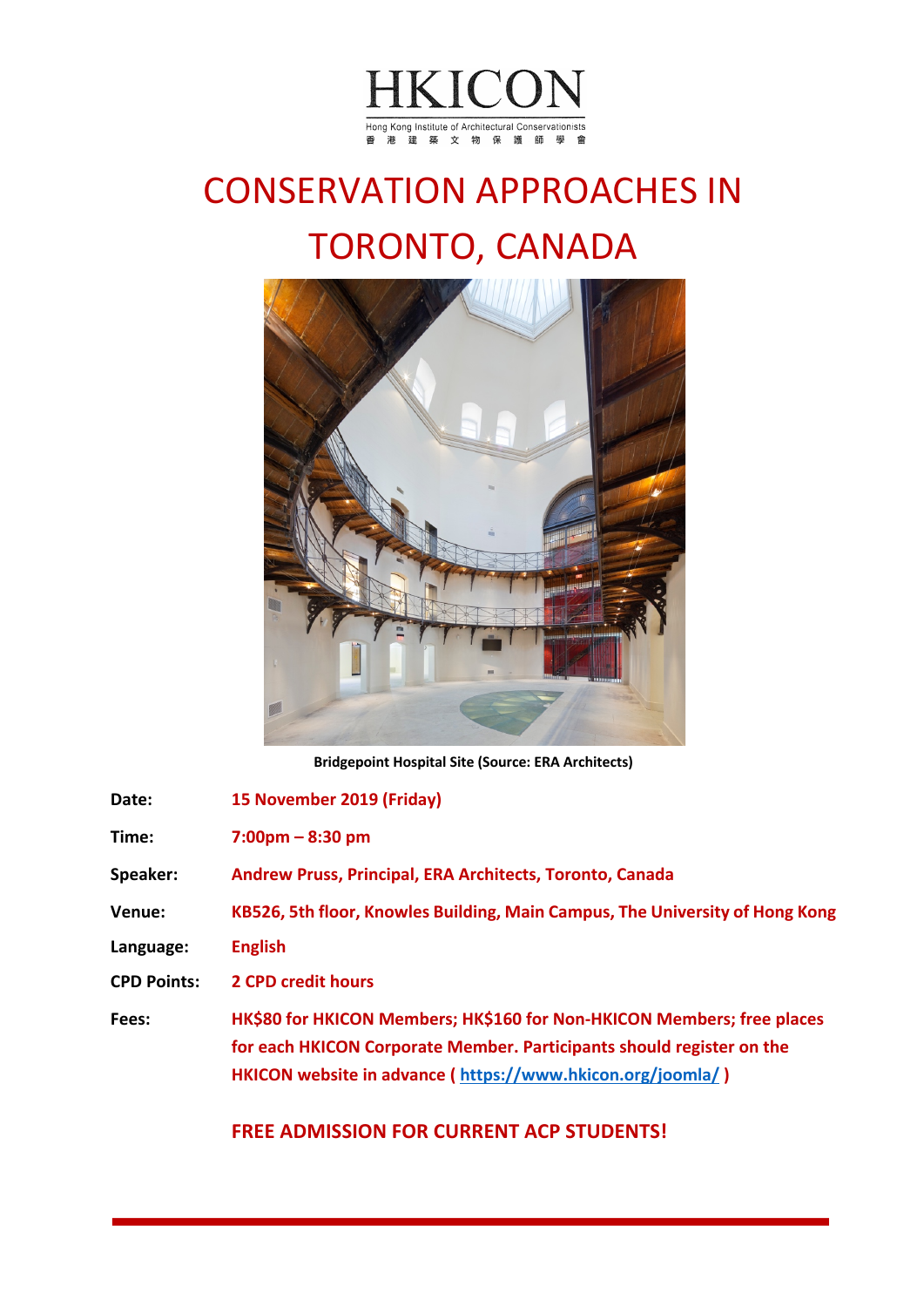HKICON

Hong Kong Institute of Architectural Conservationists

香港建築文物保護師學會

# CONSERVATION APPROACHES IN TORONTO, CANADA

**Bridgepoint Hospital Site (Source: ERA Architects)**

**Date:** **15 November 2019 (Friday)**

**Time:** **7:00pm – 8:30 pm**

**Speaker:** **Andrew Pruss, Principal, ERA Architects, Toronto, Canada**

**Venue:** **KB526, 5th floor, Knowles Building, Main Campus, The University of Hong Kong**

**Language:** **English**

**CPD Points:** **2 CPD credit hours**

**Fees:** **HK$80 for HKICON Members; HK$160 for Non-HKICON Members; free places for each HKICON Corporate Member. Participants should register on the HKICON website in advance ( https://www.hkicon.org/joomla/ )**

**FREE ADMISSION FOR CURRENT ACP STUDENTS!**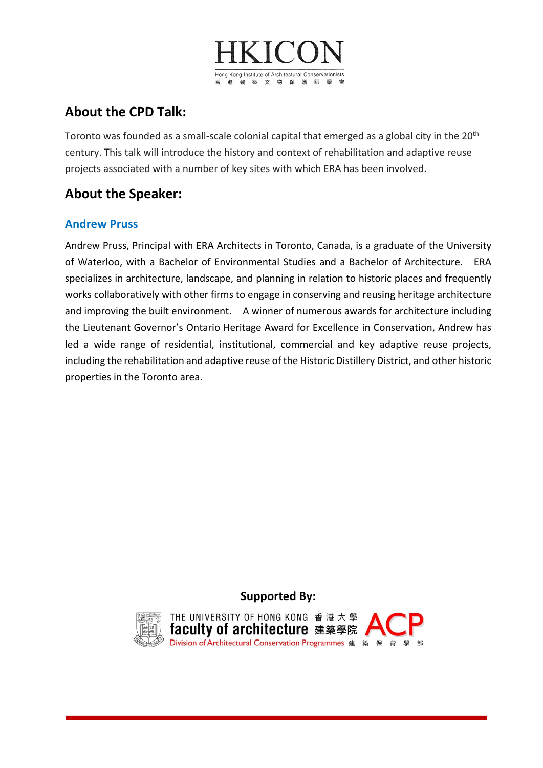# HKICON

Hong Kong Institute of Architectural Conservationists
香港建築文物保護師學會

## About the CPD Talk:

Toronto was founded as a small-scale colonial capital that emerged as a global city in the 20th century. This talk will introduce the history and context of rehabilitation and adaptive reuse projects associated with a number of key sites with which ERA has been involved.

## About the Speaker:

### Andrew Pruss

Andrew Pruss, Principal with ERA Architects in Toronto, Canada, is a graduate of the University of Waterloo, with a Bachelor of Environmental Studies and a Bachelor of Architecture. ERA specializes in architecture, landscape, and planning in relation to historic places and frequently works collaboratively with other firms to engage in conserving and reusing heritage architecture and improving the built environment. A winner of numerous awards for architecture including the Lieutenant Governor's Ontario Heritage Award for Excellence in Conservation, Andrew has led a wide range of residential, institutional, commercial and key adaptive reuse projects, including the rehabilitation and adaptive reuse of the Historic Distillery District, and other historic properties in the Toronto area.

**Supported By:**

THE UNIVERSITY OF HONG KONG 香港大學
faculty of architecture 建築學院
Division of Architectural Conservation Programmes 建築保育學部
ACP